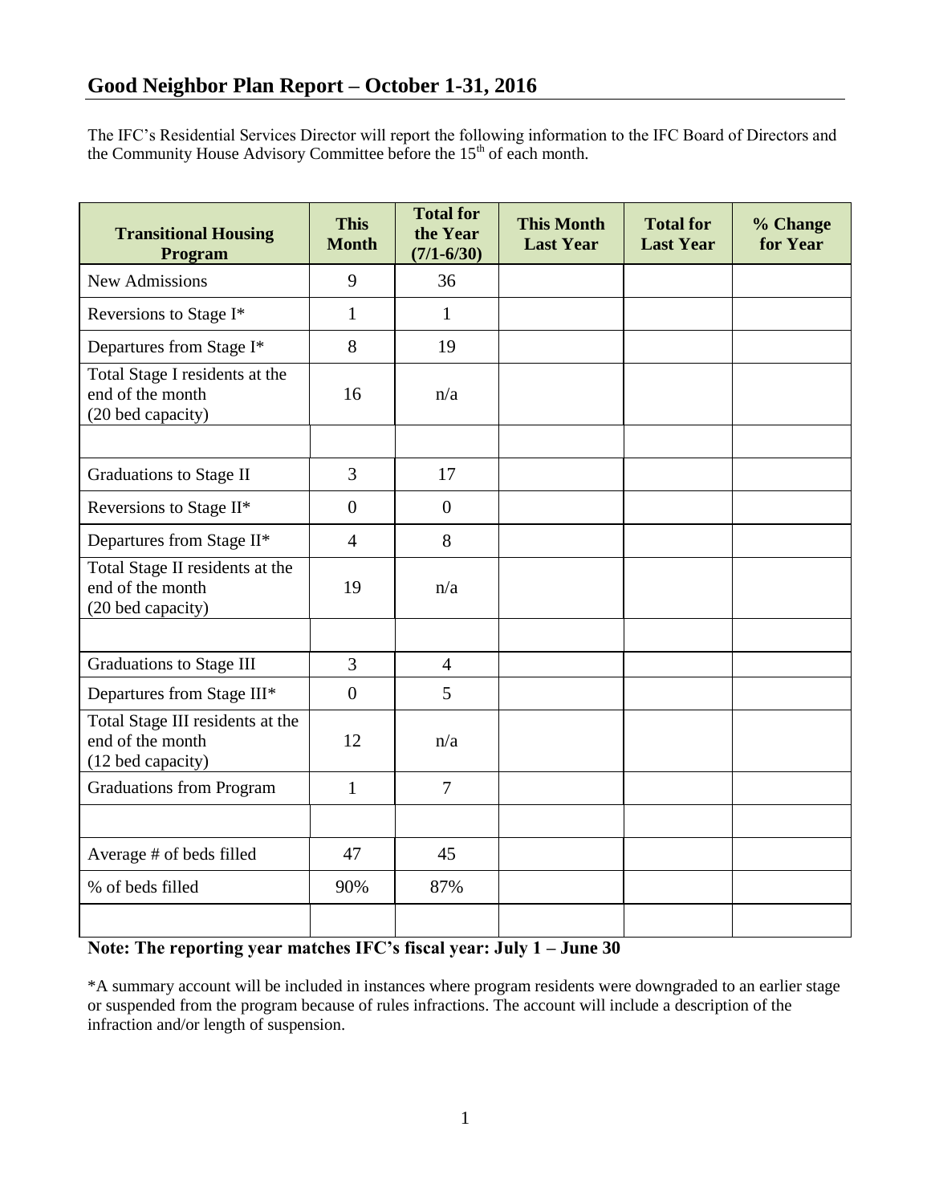## Good Neighbor Plan Report – October 1-31, 2016

The IFC's Residential Services Director will report the following information to the IFC Board of Directors and the Community House Advisory Committee before the 15th of each month.

| Transitional Housing Program | This Month | Total for the Year (7/1-6/30) | This Month Last Year | Total for Last Year | % Change for Year |
|---|---|---|---|---|---|
| New Admissions | 9 | 36 | | | |
| Reversions to Stage I* | 1 | 1 | | | |
| Departures from Stage I* | 8 | 19 | | | |
| Total Stage I residents at the end of the month (20 bed capacity) | 16 | n/a | | | |
| | | | | | |
| Graduations to Stage II | 3 | 17 | | | |
| Reversions to Stage II* | 0 | 0 | | | |
| Departures from Stage II* | 4 | 8 | | | |
| Total Stage II residents at the end of the month (20 bed capacity) | 19 | n/a | | | |
| | | | | | |
| Graduations to Stage III | 3 | 4 | | | |
| Departures from Stage III* | 0 | 5 | | | |
| Total Stage III residents at the end of the month (12 bed capacity) | 12 | n/a | | | |
| Graduations from Program | 1 | 7 | | | |
| | | | | | |
| Average # of beds filled | 47 | 45 | | | |
| % of beds filled | 90% | 87% | | | |
| | | | | | |

**Note: The reporting year matches IFC's fiscal year: July 1 – June 30**

*A summary account will be included in instances where program residents were downgraded to an earlier stage or suspended from the program because of rules infractions. The account will include a description of the infraction and/or length of suspension.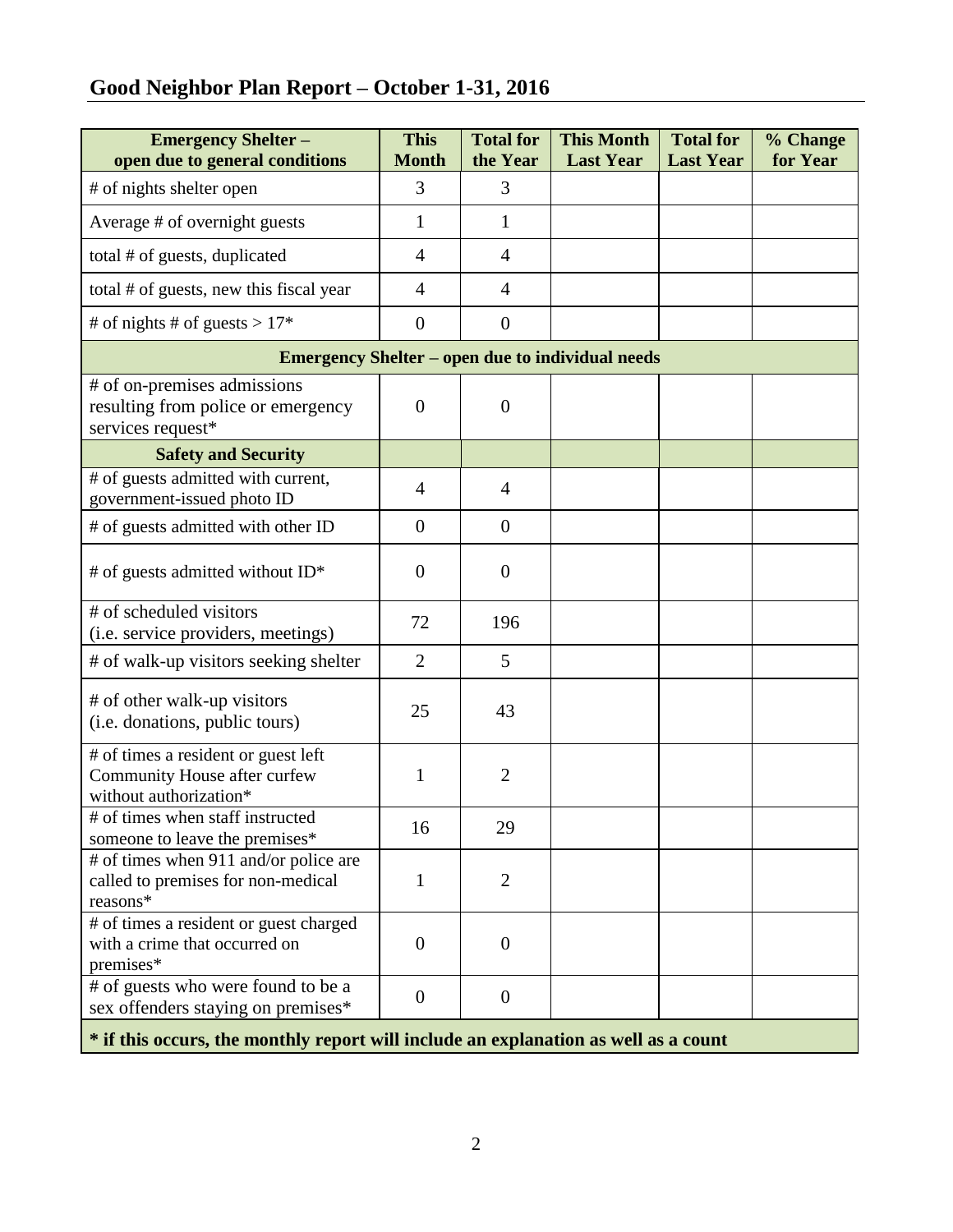# Good Neighbor Plan Report – October 1-31, 2016

| Emergency Shelter – open due to general conditions | This Month | Total for the Year | This Month Last Year | Total for Last Year | % Change for Year |
|---|---|---|---|---|---|
| # of nights shelter open | 3 | 3 | | | |
| Average # of overnight guests | 1 | 1 | | | |
| total # of guests, duplicated | 4 | 4 | | | |
| total # of guests, new this fiscal year | 4 | 4 | | | |
| # of nights # of guests > 17* | 0 | 0 | | | |
| **Emergency Shelter – open due to individual needs** | | | | | |
| # of on-premises admissions resulting from police or emergency services request* | 0 | 0 | | | |
| **Safety and Security** | | | | | |
| # of guests admitted with current, government-issued photo ID | 4 | 4 | | | |
| # of guests admitted with other ID | 0 | 0 | | | |
| # of guests admitted without ID* | 0 | 0 | | | |
| # of scheduled visitors (i.e. service providers, meetings) | 72 | 196 | | | |
| # of walk-up visitors seeking shelter | 2 | 5 | | | |
| # of other walk-up visitors (i.e. donations, public tours) | 25 | 43 | | | |
| # of times a resident or guest left Community House after curfew without authorization* | 1 | 2 | | | |
| # of times when staff instructed someone to leave the premises* | 16 | 29 | | | |
| # of times when 911 and/or police are called to premises for non-medical reasons* | 1 | 2 | | | |
| # of times a resident or guest charged with a crime that occurred on premises* | 0 | 0 | | | |
| # of guests who were found to be a sex offenders staying on premises* | 0 | 0 | | | |

**\* if this occurs, the monthly report will include an explanation as well as a count**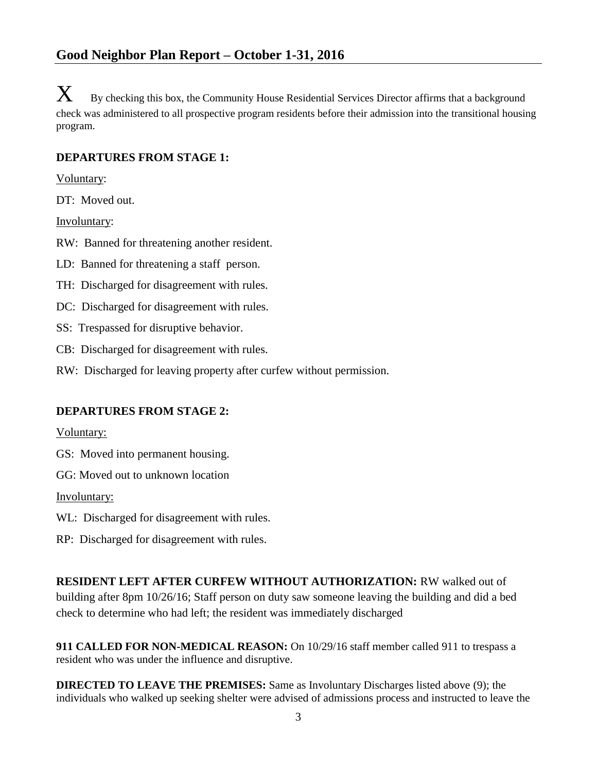## Good Neighbor Plan Report – October 1-31, 2016

X By checking this box, the Community House Residential Services Director affirms that a background check was administered to all prospective program residents before their admission into the transitional housing program.

**DEPARTURES FROM STAGE 1:**

Voluntary:

DT: Moved out.

Involuntary:

RW: Banned for threatening another resident.

LD: Banned for threatening a staff person.

TH: Discharged for disagreement with rules.

DC: Discharged for disagreement with rules.

SS: Trespassed for disruptive behavior.

CB: Discharged for disagreement with rules.

RW: Discharged for leaving property after curfew without permission.

**DEPARTURES FROM STAGE 2:**

Voluntary:

GS: Moved into permanent housing.

GG: Moved out to unknown location

Involuntary:

WL: Discharged for disagreement with rules.

RP: Discharged for disagreement with rules.

**RESIDENT LEFT AFTER CURFEW WITHOUT AUTHORIZATION:** RW walked out of building after 8pm 10/26/16; Staff person on duty saw someone leaving the building and did a bed check to determine who had left; the resident was immediately discharged

**911 CALLED FOR NON-MEDICAL REASON:** On 10/29/16 staff member called 911 to trespass a resident who was under the influence and disruptive.

**DIRECTED TO LEAVE THE PREMISES:** Same as Involuntary Discharges listed above (9); the individuals who walked up seeking shelter were advised of admissions process and instructed to leave the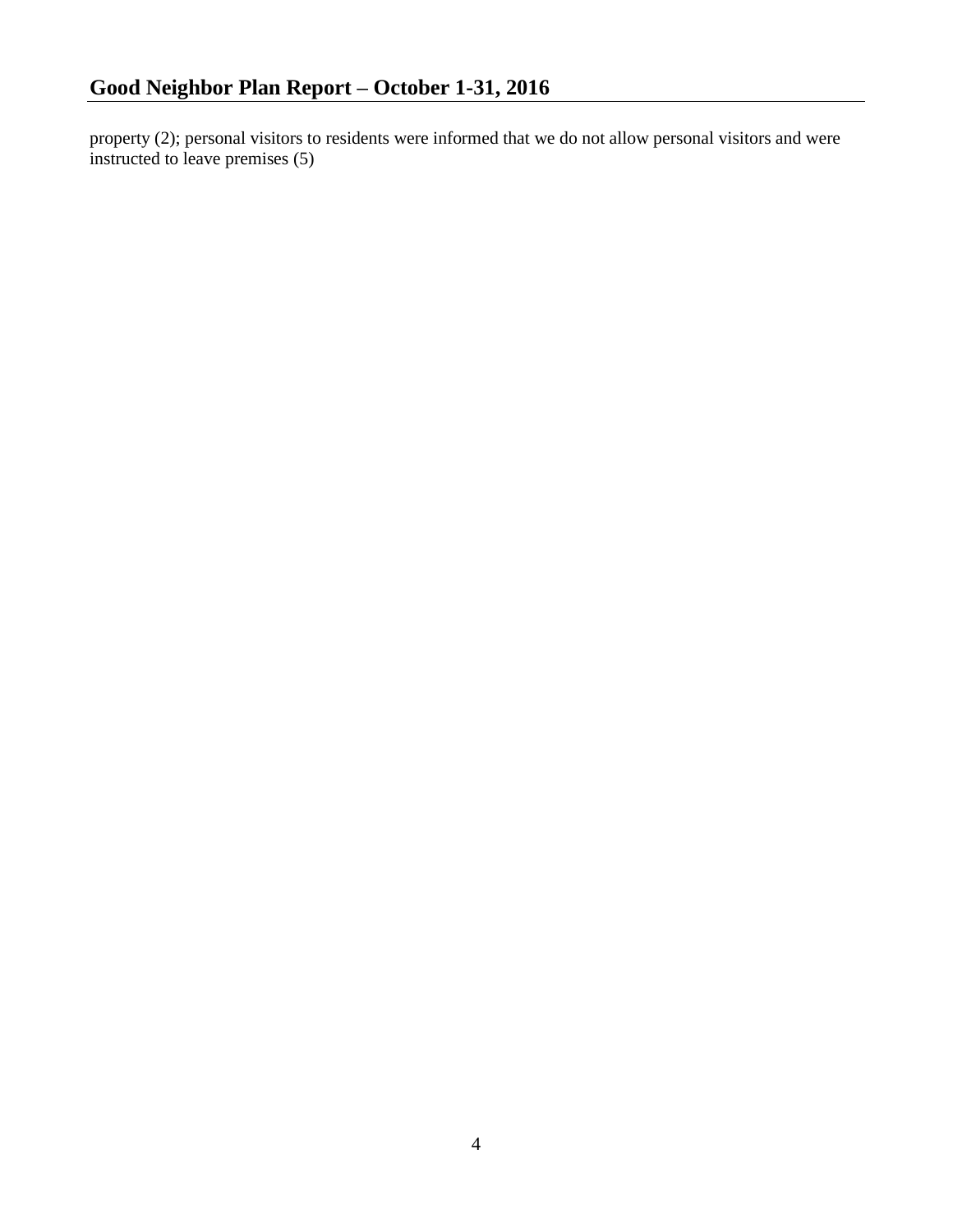property (2); personal visitors to residents were informed that we do not allow personal visitors and were instructed to leave premises (5)